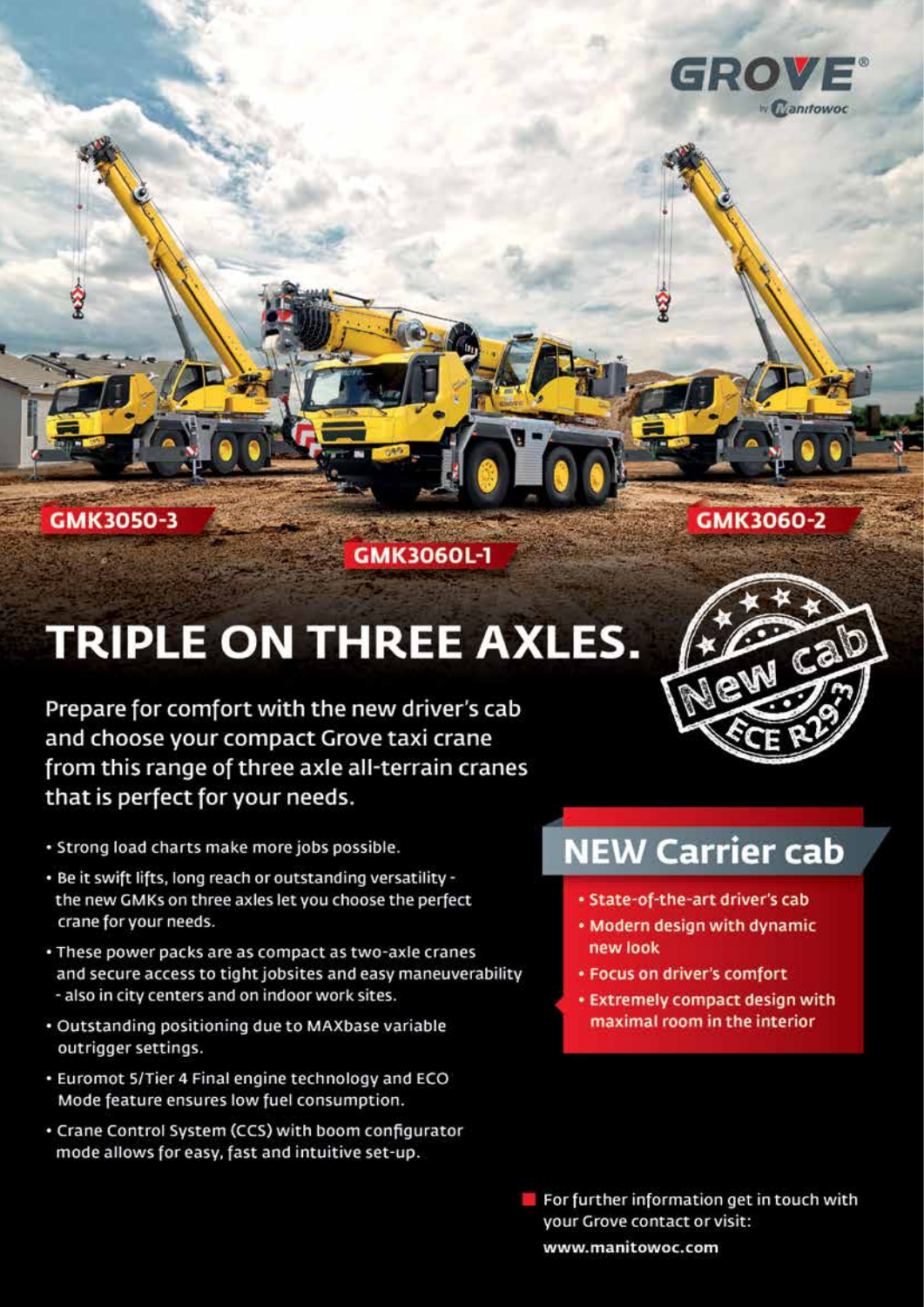GROVE® by Manitowoc

GMK3050-3

GMK3060L-1

GMK3060-2

# TRIPLE ON THREE AXLES.

New cab ECE R29-3

Prepare for comfort with the new driver's cab and choose your compact Grove taxi crane from this range of three axle all-terrain cranes that is perfect for your needs.

- Strong load charts make more jobs possible.
- Be it swift lifts, long reach or outstanding versatility - the new GMKs on three axles let you choose the perfect crane for your needs.
- These power packs are as compact as two-axle cranes and secure access to tight jobsites and easy maneuverability - also in city centers and on indoor work sites.
- Outstanding positioning due to MAXbase variable outrigger settings.
- Euromot 5/Tier 4 Final engine technology and ECO Mode feature ensures low fuel consumption.
- Crane Control System (CCS) with boom configurator mode allows for easy, fast and intuitive set-up.

## NEW Carrier cab

- State-of-the-art driver's cab
- Modern design with dynamic new look
- Focus on driver's comfort
- Extremely compact design with maximal room in the interior

For further information get in touch with your Grove contact or visit:
**www.manitowoc.com**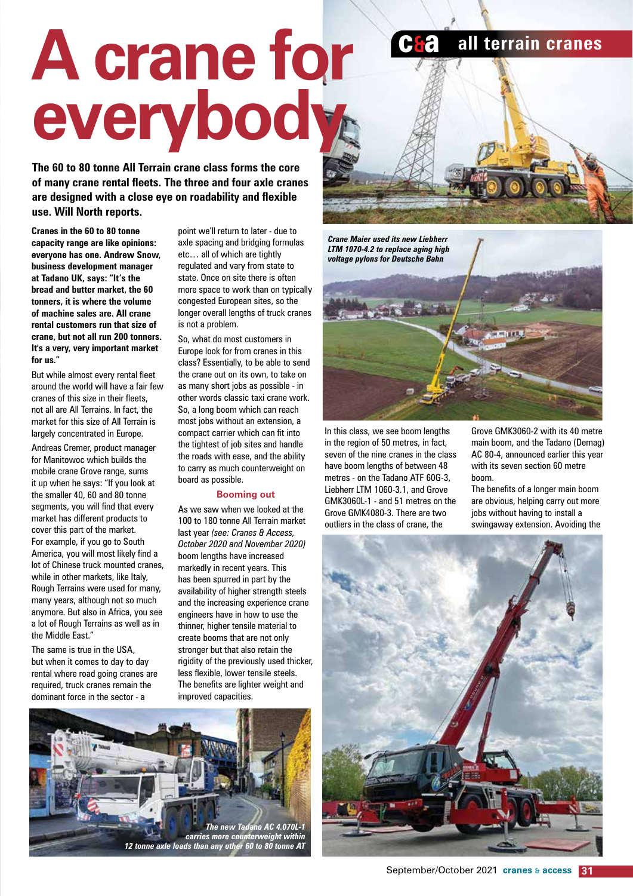# A crane for everybody

**The 60 to 80 tonne All Terrain crane class forms the core of many crane rental fleets. The three and four axle cranes are designed with a close eye on roadability and flexible use. Will North reports.**

**Cranes in the 60 to 80 tonne capacity range are like opinions: everyone has one. Andrew Snow, business development manager at Tadano UK, says: "It's the bread and butter market, the 60 tonners, it is where the volume of machine sales are. All crane rental customers run that size of crane, but not all run 200 tonners. It's a very, very important market for us."**

But while almost every rental fleet around the world will have a fair few cranes of this size in their fleets, not all are All Terrains. In fact, the market for this size of All Terrain is largely concentrated in Europe.

Andreas Cremer, product manager for Manitowoc which builds the mobile crane Grove range, sums it up when he says: "If you look at the smaller 40, 60 and 80 tonne segments, you will find that every market has different products to cover this part of the market. For example, if you go to South America, you will most likely find a lot of Chinese truck mounted cranes, while in other markets, like Italy, Rough Terrains were used for many, many years, although not so much anymore. But also in Africa, you see a lot of Rough Terrains as well as in the Middle East."

The same is true in the USA, but when it comes to day to day rental where road going cranes are required, truck cranes remain the dominant force in the sector - a point we'll return to later - due to axle spacing and bridging formulas etc… all of which are tightly regulated and vary from state to state. Once on site there is often more space to work than on typically congested European sites, so the longer overall lengths of truck cranes is not a problem.

So, what do most customers in Europe look for from cranes in this class? Essentially, to be able to send the crane out on its own, to take on as many short jobs as possible - in other words classic taxi crane work. So, a long boom which can reach most jobs without an extension, a compact carrier which can fit into the tightest of job sites and handle the roads with ease, and the ability to carry as much counterweight on board as possible.

### Booming out

As we saw when we looked at the 100 to 180 tonne All Terrain market last year *(see: Cranes & Access, October 2020 and November 2020)* boom lengths have increased markedly in recent years. This has been spurred in part by the availability of higher strength steels and the increasing experience crane engineers have in how to use the thinner, higher tensile material to create booms that are not only stronger but that also retain the rigidity of the previously used thicker, less flexible, lower tensile steels. The benefits are lighter weight and improved capacities.

*The new Tadano AC 4.070L-1 carries more counterweight within 12 tonne axle loads than any other 60 to 80 tonne AT*

*Crane Maier used its new Liebherr LTM 1070-4.2 to replace aging high voltage pylons for Deutsche Bahn*

In this class, we see boom lengths in the region of 50 metres, in fact, seven of the nine cranes in the class have boom lengths of between 48 metres - on the Tadano ATF 60G-3, Liebherr LTM 1060-3.1, and Grove GMK3060L-1 - and 51 metres on the Grove GMK4080-3. There are two outliers in the class of crane, the Grove GMK3060-2 with its 40 metre main boom, and the Tadano (Demag) AC 80-4, announced earlier this year with its seven section 60 metre boom.

The benefits of a longer main boom are obvious, helping carry out more jobs without having to install a swingaway extension. Avoiding the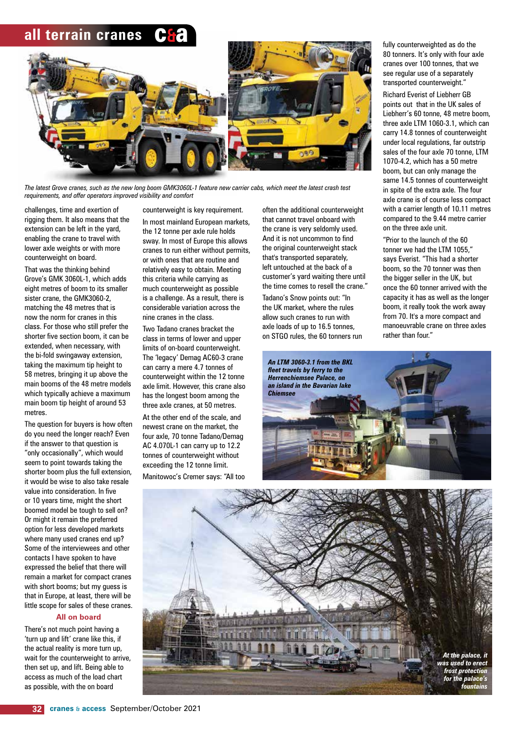*The latest Grove cranes, such as the new long boom GMK3060L-1 feature new carrier cabs, which meet the latest crash test requirements, and offer operators improved visibility and comfort*

challenges, time and exertion of rigging them. It also means that the extension can be left in the yard, enabling the crane to travel with lower axle weights or with more counterweight on board.

That was the thinking behind Grove's GMK 3060L-1, which adds eight metres of boom to its smaller sister crane, the GMK3060-2, matching the 48 metres that is now the norm for cranes in this class. For those who still prefer the shorter five section boom, it can be extended, when necessary, with the bi-fold swingaway extension, taking the maximum tip height to 58 metres, bringing it up above the main booms of the 48 metre models which typically achieve a maximum main boom tip height of around 53 metres.

The question for buyers is how often do you need the longer reach? Even if the answer to that question is "only occasionally", which would seem to point towards taking the shorter boom plus the full extension, it would be wise to also take resale value into consideration. In five or 10 years time, might the short boomed model be tough to sell on? Or might it remain the preferred option for less developed markets where many used cranes end up? Some of the interviewees and other contacts I have spoken to have expressed the belief that there will remain a market for compact cranes with short booms; but my guess is that in Europe, at least, there will be little scope for sales of these cranes.

## All on board

There's not much point having a 'turn up and lift' crane like this, if the actual reality is more turn up, wait for the counterweight to arrive, then set up, and lift. Being able to access as much of the load chart as possible, with the on board counterweight is key requirement.

In most mainland European markets, the 12 tonne per axle rule holds sway. In most of Europe this allows cranes to run either without permits, or with ones that are routine and relatively easy to obtain. Meeting this criteria while carrying as much counterweight as possible is a challenge. As a result, there is considerable variation across the nine cranes in the class.

Two Tadano cranes bracket the class in terms of lower and upper limits of on-board counterweight. The 'legacy' Demag AC60-3 crane can carry a mere 4.7 tonnes of counterweight within the 12 tonne axle limit. However, this crane also has the longest boom among the three axle cranes, at 50 metres.

At the other end of the scale, and newest crane on the market, the four axle, 70 tonne Tadano/Demag AC 4.070L-1 can carry up to 12.2 tonnes of counterweight without exceeding the 12 tonne limit.

Manitowoc's Cremer says: "All too often the additional counterweight that cannot travel onboard with the crane is very seldomly used. And it is not uncommon to find the original counterweight stack that's transported separately, left untouched at the back of a customer's yard waiting there until the time comes to resell the crane."

Tadano's Snow points out: "In the UK market, where the rules allow such cranes to run with axle loads of up to 16.5 tonnes, on STGO rules, the 60 tonners run fully counterweighted as do the 80 tonners. It's only with four axle cranes over 100 tonnes, that we see regular use of a separately transported counterweight."

Richard Everist of Liebherr GB points out that in the UK sales of Liebherr's 60 tonne, 48 metre boom, three axle LTM 1060-3.1, which can carry 14.8 tonnes of counterweight under local regulations, far outstrip sales of the four axle 70 tonne, LTM 1070-4.2, which has a 50 metre boom, but can only manage the same 14.5 tonnes of counterweight in spite of the extra axle. The four axle crane is of course less compact with a carrier length of 10.11 metres compared to the 9.44 metre carrier on the three axle unit.

"Prior to the launch of the 60 tonner we had the LTM 1055," says Everist. "This had a shorter boom, so the 70 tonner was then the bigger seller in the UK, but once the 60 tonner arrived with the capacity it has as well as the longer boom, it really took the work away from 70. It's a more compact and manoeuvrable crane on three axles rather than four."

***An LTM 3060-3.1 from the BKL fleet travels by ferry to the Herrenchiemsee Palace, on an island in the Bavarian lake Chiemsee***

***At the palace, it was used to erect frost protection for the palace's fountains***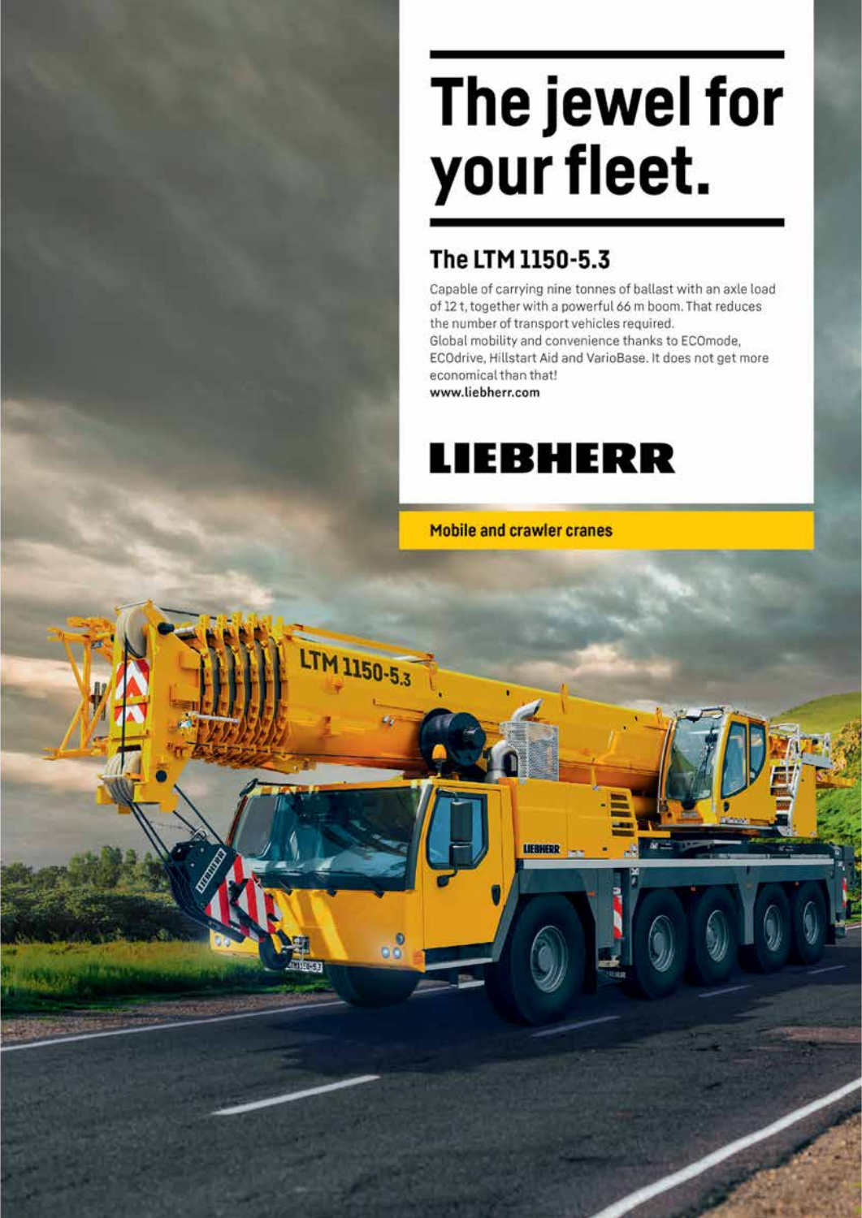# The jewel for your fleet.

## The LTM 1150-5.3

Capable of carrying nine tonnes of ballast with an axle load of 12 t, together with a powerful 66 m boom. That reduces the number of transport vehicles required.
Global mobility and convenience thanks to ECOmode, ECOdrive, Hillstart Aid and VarioBase. It does not get more economical than that!
**www.liebherr.com**

**LIEBHERR**

**Mobile and crawler cranes**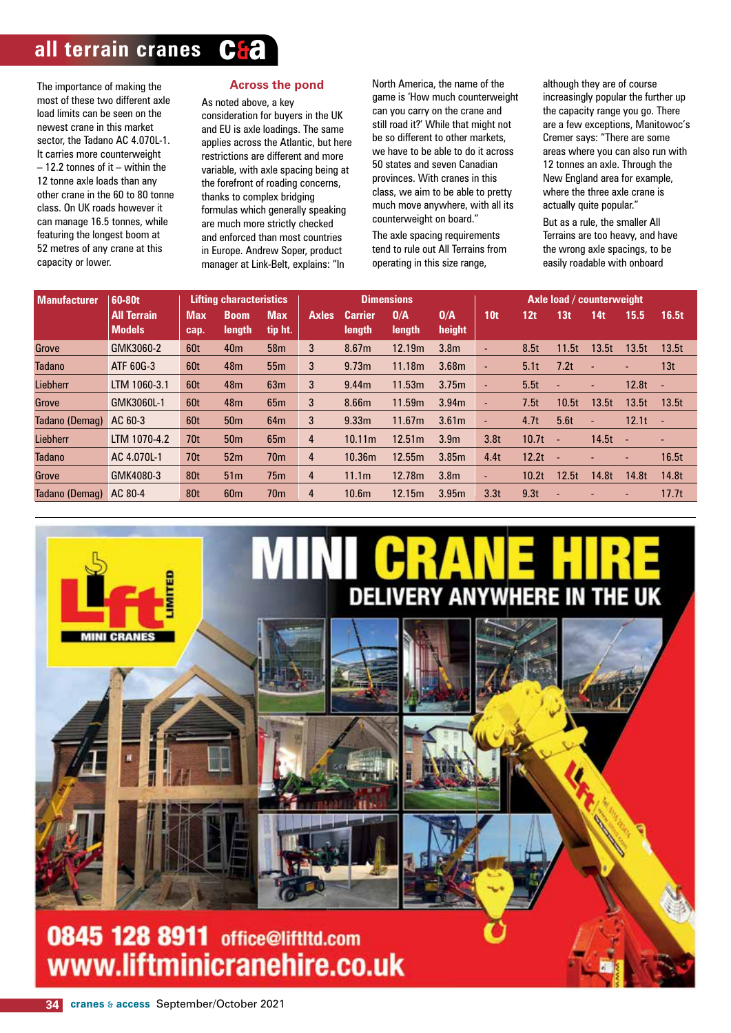The importance of making the most of these two different axle load limits can be seen on the newest crane in this market sector, the Tadano AC 4.070L-1. It carries more counterweight – 12.2 tonnes of it – within the 12 tonne axle loads than any other crane in the 60 to 80 tonne class. On UK roads however it can manage 16.5 tonnes, while featuring the longest boom at 52 metres of any crane at this capacity or lower.

## Across the pond

As noted above, a key consideration for buyers in the UK and EU is axle loadings. The same applies across the Atlantic, but here restrictions are different and more variable, with axle spacing being at the forefront of roading concerns, thanks to complex bridging formulas which generally speaking are much more strictly checked and enforced than most countries in Europe. Andrew Soper, product manager at Link-Belt, explains: "In North America, the name of the game is 'How much counterweight can you carry on the crane and still road it?' While that might not be so different to other markets, we have to be able to do it across 50 states and seven Canadian provinces. With cranes in this class, we aim to be able to pretty much move anywhere, with all its counterweight on board."

The axle spacing requirements tend to rule out All Terrains from operating in this size range, although they are of course increasingly popular the further up the capacity range you go. There are a few exceptions, Manitowoc's Cremer says: "There are some areas where you can also run with 12 tonnes an axle. Through the New England area for example, where the three axle crane is actually quite popular."

But as a rule, the smaller All Terrains are too heavy, and have the wrong axle spacings, to be easily roadable with onboard

| Manufacturer | 60-80t All Terrain Models | Lifting characteristics | | | Axles | Dimensions | | | Axle load / counterweight | | | | | |
|---|---|---|---|---|---|---|---|---|---|---|---|---|---|---|
| | | Max cap. | Boom length | Max tip ht. | | Carrier length | O/A length | O/A height | 10t | 12t | 13t | 14t | 15.5 | 16.5t |
| Grove | GMK3060-2 | 60t | 40m | 58m | 3 | 8.67m | 12.19m | 3.8m | - | 8.5t | 11.5t | 13.5t | 13.5t | 13.5t |
| Tadano | ATF 60G-3 | 60t | 48m | 55m | 3 | 9.73m | 11.18m | 3.68m | - | 5.1t | 7.2t | - | - | 13t |
| Liebherr | LTM 1060-3.1 | 60t | 48m | 63m | 3 | 9.44m | 11.53m | 3.75m | - | 5.5t | - | - | 12.8t | - |
| Grove | GMK3060L-1 | 60t | 48m | 65m | 3 | 8.66m | 11.59m | 3.94m | - | 7.5t | 10.5t | 13.5t | 13.5t | 13.5t |
| Tadano (Demag) | AC 60-3 | 60t | 50m | 64m | 3 | 9.33m | 11.67m | 3.61m | - | 4.7t | 5.6t | - | 12.1t | - |
| Liebherr | LTM 1070-4.2 | 70t | 50m | 65m | 4 | 10.11m | 12.51m | 3.9m | 3.8t | 10.7t | - | 14.5t | - | - |
| Tadano | AC 4.070L-1 | 70t | 52m | 70m | 4 | 10.36m | 12.55m | 3.85m | 4.4t | 12.2t | - | - | - | 16.5t |
| Grove | GMK4080-3 | 80t | 51m | 75m | 4 | 11.1m | 12.78m | 3.8m | - | 10.2t | 12.5t | 14.8t | 14.8t | 14.8t |
| Tadano (Demag) | AC 80-4 | 80t | 60m | 70m | 4 | 10.6m | 12.15m | 3.95m | 3.3t | 9.3t | - | - | - | 17.7t |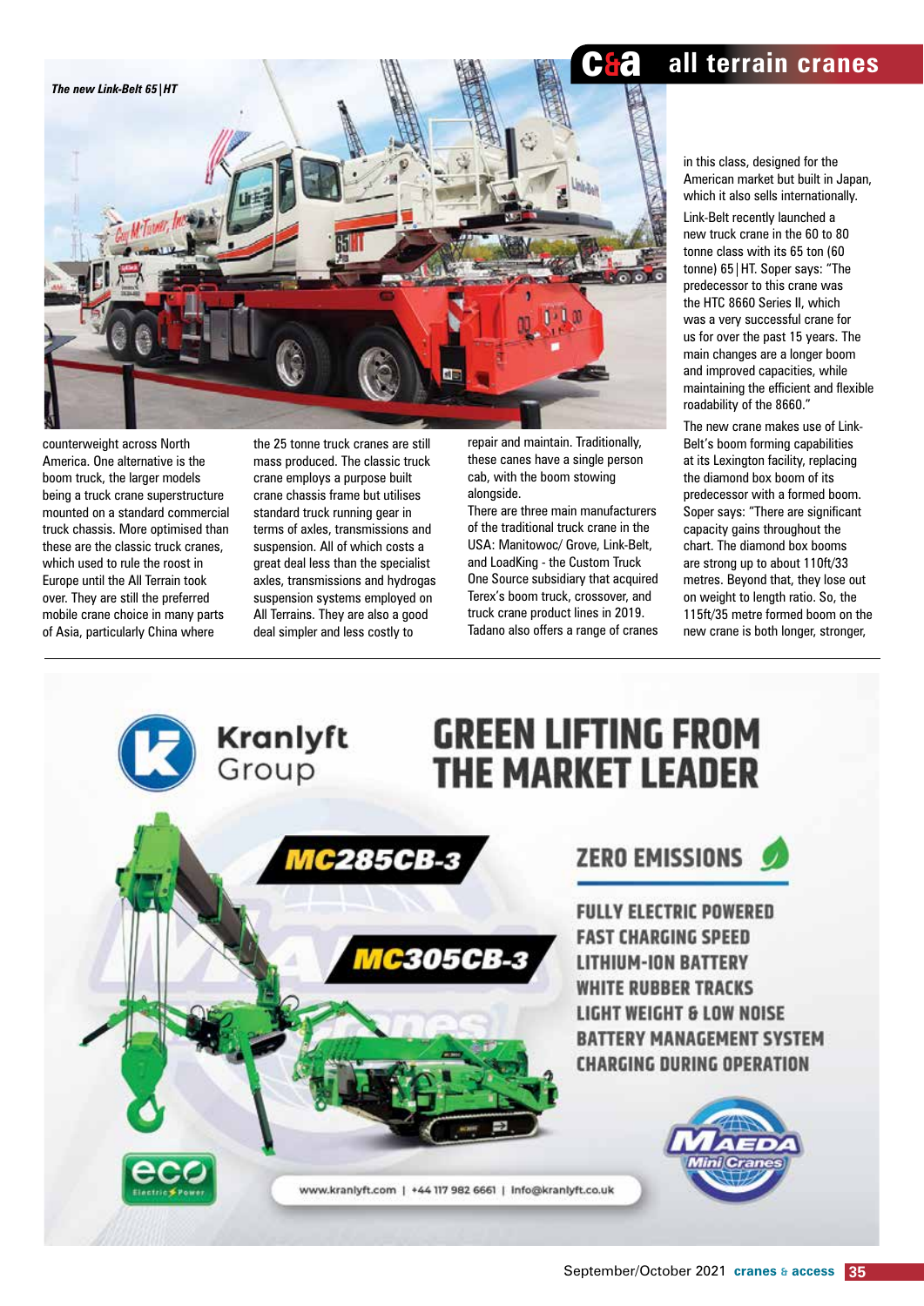*The new Link-Belt 65|HT*

counterweight across North America. One alternative is the boom truck, the larger models being a truck crane superstructure mounted on a standard commercial truck chassis. More optimised than these are the classic truck cranes, which used to rule the roost in Europe until the All Terrain took over. They are still the preferred mobile crane choice in many parts of Asia, particularly China where the 25 tonne truck cranes are still mass produced. The classic truck crane employs a purpose built crane chassis frame but utilises standard truck running gear in terms of axles, transmissions and suspension. All of which costs a great deal less than the specialist axles, transmissions and hydrogas suspension systems employed on All Terrains. They are also a good deal simpler and less costly to repair and maintain. Traditionally, these canes have a single person cab, with the boom stowing alongside.

There are three main manufacturers of the traditional truck crane in the USA: Manitowoc/ Grove, Link-Belt, and LoadKing - the Custom Truck One Source subsidiary that acquired Terex's boom truck, crossover, and truck crane product lines in 2019. Tadano also offers a range of cranes in this class, designed for the American market but built in Japan, which it also sells internationally.

Link-Belt recently launched a new truck crane in the 60 to 80 tonne class with its 65 ton (60 tonne) 65|HT. Soper says: "The predecessor to this crane was the HTC 8660 Series II, which was a very successful crane for us for over the past 15 years. The main changes are a longer boom and improved capacities, while maintaining the efficient and flexible roadability of the 8660."

The new crane makes use of Link-Belt's boom forming capabilities at its Lexington facility, replacing the diamond box boom of its predecessor with a formed boom. Soper says: "There are significant capacity gains throughout the chart. The diamond box booms are strong up to about 110ft/33 metres. Beyond that, they lose out on weight to length ratio. So, the 115ft/35 metre formed boom on the new crane is both longer, stronger,

Kranlyft Group

GREEN LIFTING FROM THE MARKET LEADER

MC285CB-3

MC305CB-3

ZERO EMISSIONS

FULLY ELECTRIC POWERED
FAST CHARGING SPEED
LITHIUM-ION BATTERY
WHITE RUBBER TRACKS
LIGHT WEIGHT & LOW NOISE
BATTERY MANAGEMENT SYSTEM
CHARGING DURING OPERATION

eco Electric Power

MAEDA Mini Cranes

www.kranlyft.com | +44 117 982 6661 | info@kranlyft.co.uk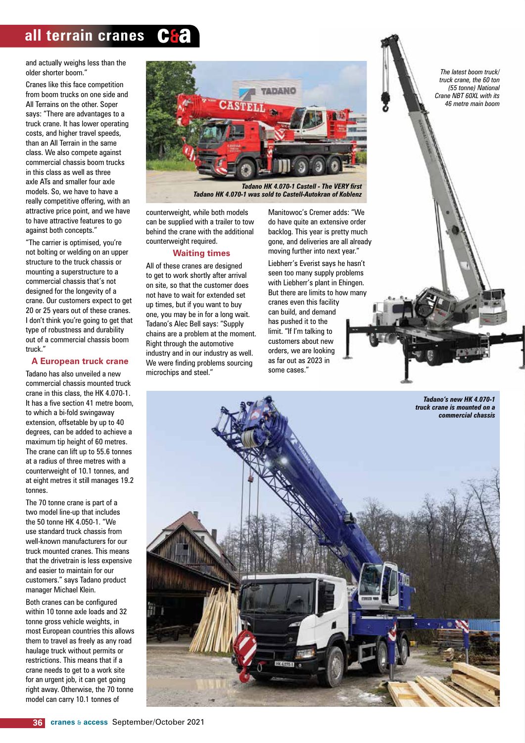and actually weighs less than the older shorter boom."

Cranes like this face competition from boom trucks on one side and All Terrains on the other. Soper says: "There are advantages to a truck crane. It has lower operating costs, and higher travel speeds, than an All Terrain in the same class. We also compete against commercial chassis boom trucks in this class as well as three axle ATs and smaller four axle models. So, we have to have a really competitive offering, with an attractive price point, and we have to have attractive features to go against both concepts."

"The carrier is optimised, you're not bolting or welding on an upper structure to the truck chassis or mounting a superstructure to a commercial chassis that's not designed for the longevity of a crane. Our customers expect to get 20 or 25 years out of these cranes. I don't think you're going to get that type of robustness and durability out of a commercial chassis boom truck."

## A European truck crane

Tadano has also unveiled a new commercial chassis mounted truck crane in this class, the HK 4.070-1. It has a five section 41 metre boom, to which a bi-fold swingaway extension, offsetable by up to 40 degrees, can be added to achieve a maximum tip height of 60 metres. The crane can lift up to 55.6 tonnes at a radius of three metres with a counterweight of 10.1 tonnes, and at eight metres it still manages 19.2 tonnes.

The 70 tonne crane is part of a two model line-up that includes the 50 tonne HK 4.050-1. "We use standard truck chassis from well-known manufacturers for our truck mounted cranes. This means that the drivetrain is less expensive and easier to maintain for our customers." says Tadano product manager Michael Klein.

Both cranes can be configured within 10 tonne axle loads and 32 tonne gross vehicle weights, in most European countries this allows them to travel as freely as any road haulage truck without permits or restrictions. This means that if a crane needs to get to a work site for an urgent job, it can get going right away. Otherwise, the 70 tonne model can carry 10.1 tonnes of counterweight, while both models can be supplied with a trailer to tow behind the crane with the additional counterweight required.

*Tadano HK 4.070-1 Castell - The VERY first Tadano HK 4.070-1 was sold to Castell-Autokran of Koblenz*

## Waiting times

All of these cranes are designed to get to work shortly after arrival on site, so that the customer does not have to wait for extended set up times, but if you want to buy one, you may be in for a long wait. Tadano's Alec Bell says: "Supply chains are a problem at the moment. Right through the automotive industry and in our industry as well. We were finding problems sourcing microchips and steel."

Manitowoc's Cremer adds: "We do have quite an extensive order backlog. This year is pretty much gone, and deliveries are all already moving further into next year."

Liebherr's Everist says he hasn't seen too many supply problems with Liebherr's plant in Ehingen. But there are limits to how many cranes even this facility can build, and demand has pushed it to the limit. "If I'm talking to customers about new orders, we are looking as far out as 2023 in some cases."

*The latest boom truck/ truck crane, the 60 ton (55 tonne) National Crane NBT 60XL with its 46 metre main boom*

*Tadano's new HK 4.070-1 truck crane is mounted on a commercial chassis*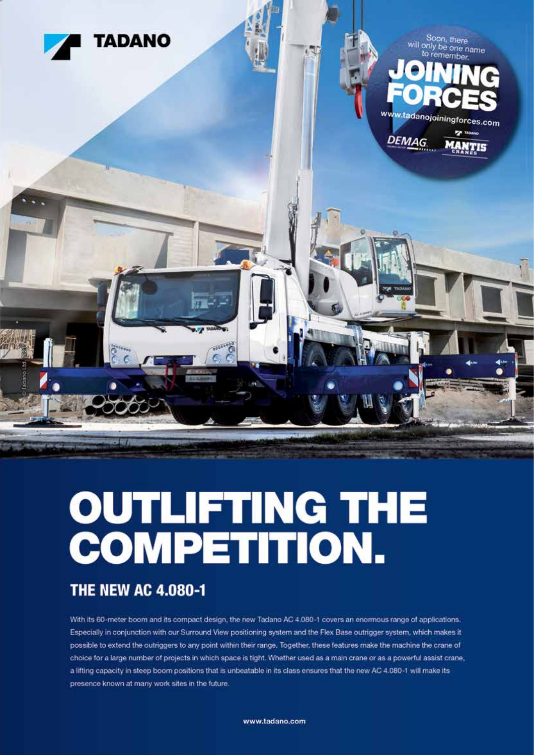TADANO

Soon, there will only be one name to remember.

JOINING FORCES

www.tadanojoiningforces.com

DEMAG

MANTIS

# OUTLIFTING THE COMPETITION.

## THE NEW AC 4.080-1

With its 60-meter boom and its compact design, the new Tadano AC 4.080-1 covers an enormous range of applications. Especially in conjunction with our Surround View positioning system and the Flex Base outrigger system, which makes it possible to extend the outriggers to any point within their range. Together, these features make the machine the crane of choice for a large number of projects in which space is tight. Whether used as a main crane or as a powerful assist crane, a lifting capacity in steep boom positions that is unbeatable in its class ensures that the new AC 4.080-1 will make its presence known at many work sites in the future.

www.tadano.com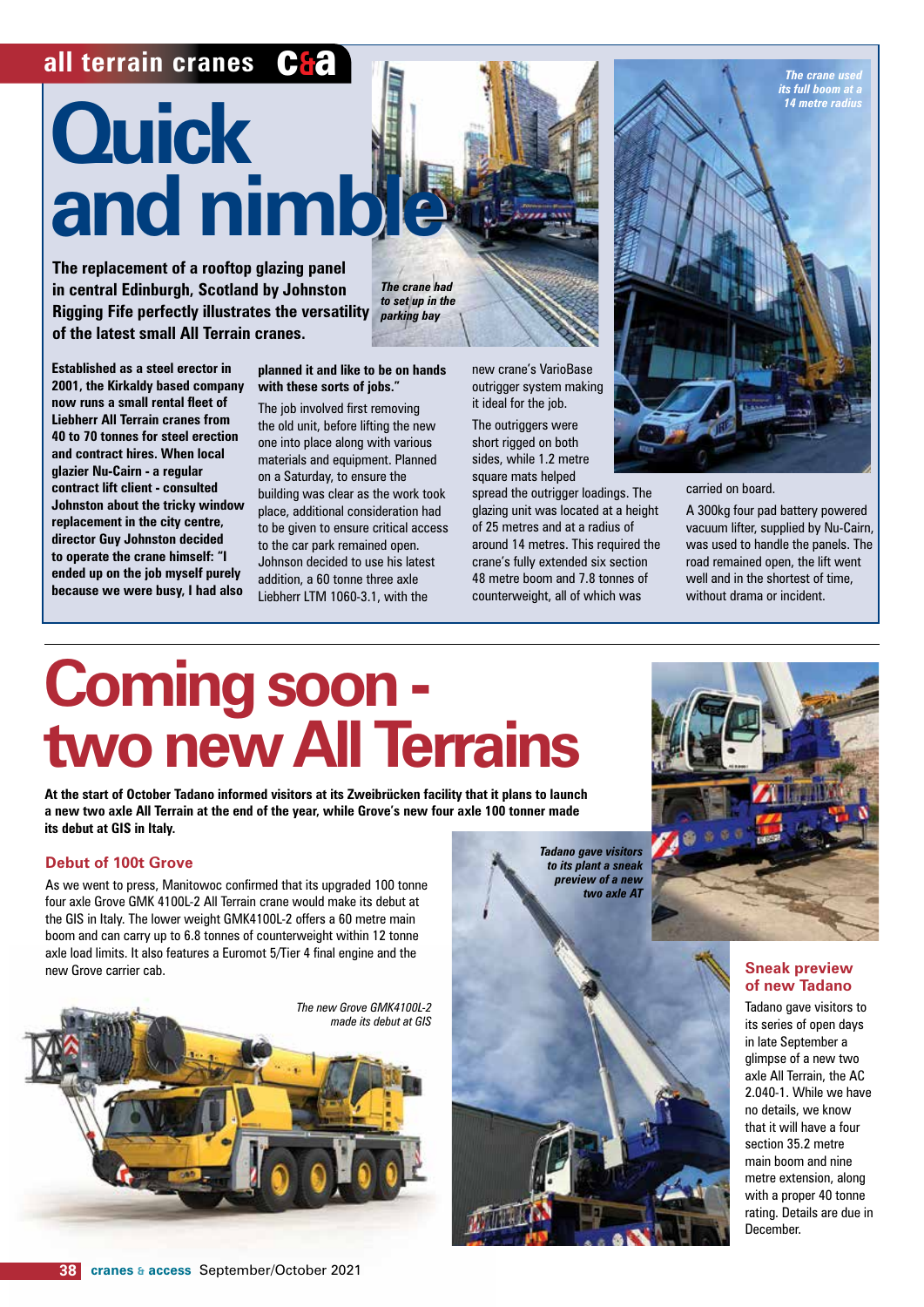# Quick and nimble

**The replacement of a rooftop glazing panel in central Edinburgh, Scotland by Johnston Rigging Fife perfectly illustrates the versatility of the latest small All Terrain cranes.**

*The crane had to set up in the parking bay*

*The crane used its full boom at a 14 metre radius*

**Established as a steel erector in 2001, the Kirkaldy based company now runs a small rental fleet of Liebherr All Terrain cranes from 40 to 70 tonnes for steel erection and contract hires. When local glazier Nu-Cairn - a regular contract lift client - consulted Johnston about the tricky window replacement in the city centre, director Guy Johnston decided to operate the crane himself: "I ended up on the job myself purely because we were busy, I had also planned it and like to be on hands with these sorts of jobs."**

The job involved first removing the old unit, before lifting the new one into place along with various materials and equipment. Planned on a Saturday, to ensure the building was clear as the work took place, additional consideration had to be given to ensure critical access to the car park remained open. Johnson decided to use his latest addition, a 60 tonne three axle Liebherr LTM 1060-3.1, with the new crane's VarioBase outrigger system making it ideal for the job.

The outriggers were short rigged on both sides, while 1.2 metre square mats helped spread the outrigger loadings. The glazing unit was located at a height of 25 metres and at a radius of around 14 metres. This required the crane's fully extended six section 48 metre boom and 7.8 tonnes of counterweight, all of which was carried on board.

A 300kg four pad battery powered vacuum lifter, supplied by Nu-Cairn, was used to handle the panels. The road remained open, the lift went well and in the shortest of time, without drama or incident.

# Coming soon - two new All Terrains

**At the start of October Tadano informed visitors at its Zweibrücken facility that it plans to launch a new two axle All Terrain at the end of the year, while Grove's new four axle 100 tonner made its debut at GIS in Italy.**

## Debut of 100t Grove

As we went to press, Manitowoc confirmed that its upgraded 100 tonne four axle Grove GMK 4100L-2 All Terrain crane would make its debut at the GIS in Italy. The lower weight GMK4100L-2 offers a 60 metre main boom and can carry up to 6.8 tonnes of counterweight within 12 tonne axle load limits. It also features a Euromot 5/Tier 4 final engine and the new Grove carrier cab.

*The new Grove GMK4100L-2 made its debut at GIS*

*Tadano gave visitors to its plant a sneak preview of a new two axle AT*

## Sneak preview of new Tadano

Tadano gave visitors to its series of open days in late September a glimpse of a new two axle All Terrain, the AC 2.040-1. While we have no details, we know that it will have a four section 35.2 metre main boom and nine metre extension, along with a proper 40 tonne rating. Details are due in December.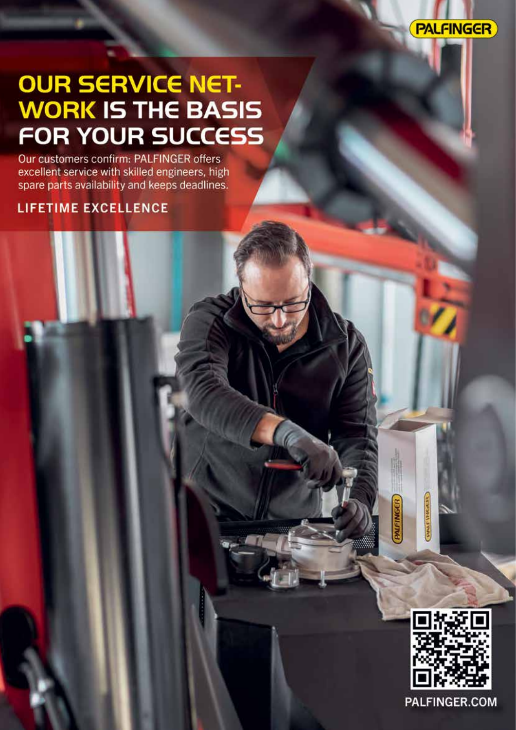PALFINGER

# OUR SERVICE NETWORK IS THE BASIS FOR YOUR SUCCESS

Our customers confirm: PALFINGER offers excellent service with skilled engineers, high spare parts availability and keeps deadlines.

LIFETIME EXCELLENCE

PALFINGER.COM